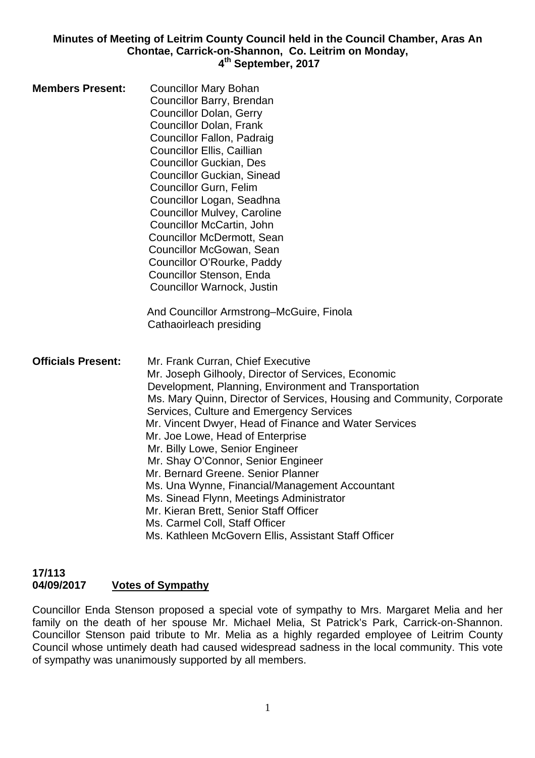**Minutes of Meeting of Leitrim County Council held in the Council Chamber, Aras An Chontae, Carrick-on-Shannon, Co. Leitrim on Monday, 4th September, 2017**

**Members Present:**

Councillor Mary Bohan
Councillor Barry, Brendan
Councillor Dolan, Gerry
Councillor Dolan, Frank
Councillor Fallon, Padraig
Councillor Ellis, Caillian
Councillor Guckian, Des
Councillor Guckian, Sinead
Councillor Gurn, Felim
Councillor Logan, Seadhna
Councillor Mulvey, Caroline
Councillor McCartin, John
Councillor McDermott, Sean
Councillor McGowan, Sean
Councillor O'Rourke, Paddy
Councillor Stenson, Enda
Councillor Warnock, Justin

And Councillor Armstrong–McGuire, Finola
Cathaoirleach presiding

**Officials Present:**

Mr. Frank Curran, Chief Executive
Mr. Joseph Gilhooly, Director of Services, Economic Development, Planning, Environment and Transportation
Ms. Mary Quinn, Director of Services, Housing and Community, Corporate Services, Culture and Emergency Services
Mr. Vincent Dwyer, Head of Finance and Water Services
Mr. Joe Lowe, Head of Enterprise
Mr. Billy Lowe, Senior Engineer
Mr. Shay O'Connor, Senior Engineer
Mr. Bernard Greene. Senior Planner
Ms. Una Wynne, Financial/Management Accountant
Ms. Sinead Flynn, Meetings Administrator
Mr. Kieran Brett, Senior Staff Officer
Ms. Carmel Coll, Staff Officer
Ms. Kathleen McGovern Ellis, Assistant Staff Officer

**17/113**
**04/09/2017** **Votes of Sympathy**

Councillor Enda Stenson proposed a special vote of sympathy to Mrs. Margaret Melia and her family on the death of her spouse Mr. Michael Melia, St Patrick's Park, Carrick-on-Shannon. Councillor Stenson paid tribute to Mr. Melia as a highly regarded employee of Leitrim County Council whose untimely death had caused widespread sadness in the local community. This vote of sympathy was unanimously supported by all members.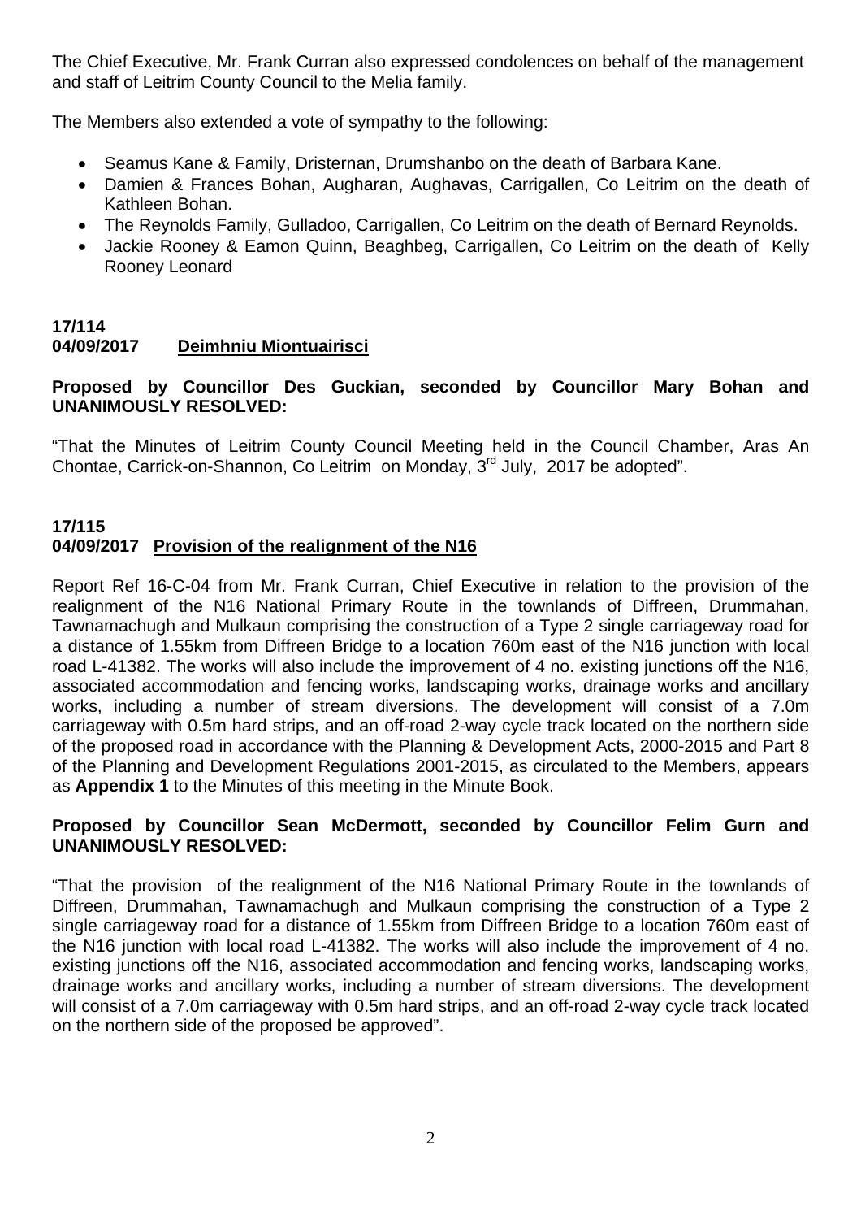The Chief Executive, Mr. Frank Curran also expressed condolences on behalf of the management and staff of Leitrim County Council to the Melia family.

The Members also extended a vote of sympathy to the following:

- Seamus Kane & Family, Dristernan, Drumshanbo on the death of Barbara Kane.
- Damien & Frances Bohan, Augharan, Aughavas, Carrigallen, Co Leitrim on the death of Kathleen Bohan.
- The Reynolds Family, Gulladoo, Carrigallen, Co Leitrim on the death of Bernard Reynolds.
- Jackie Rooney & Eamon Quinn, Beaghbeg, Carrigallen, Co Leitrim on the death of Kelly Rooney Leonard

**17/114**
**04/09/2017 <u>Deimhniu Miontuairisci</u>**

**Proposed by Councillor Des Guckian, seconded by Councillor Mary Bohan and UNANIMOUSLY RESOLVED:**

"That the Minutes of Leitrim County Council Meeting held in the Council Chamber, Aras An Chontae, Carrick-on-Shannon, Co Leitrim on Monday, 3rd July, 2017 be adopted".

**17/115**
**04/09/2017 <u>Provision of the realignment of the N16</u>**

Report Ref 16-C-04 from Mr. Frank Curran, Chief Executive in relation to the provision of the realignment of the N16 National Primary Route in the townlands of Diffreen, Drummahan, Tawnamachugh and Mulkaun comprising the construction of a Type 2 single carriageway road for a distance of 1.55km from Diffreen Bridge to a location 760m east of the N16 junction with local road L-41382. The works will also include the improvement of 4 no. existing junctions off the N16, associated accommodation and fencing works, landscaping works, drainage works and ancillary works, including a number of stream diversions. The development will consist of a 7.0m carriageway with 0.5m hard strips, and an off-road 2-way cycle track located on the northern side of the proposed road in accordance with the Planning & Development Acts, 2000-2015 and Part 8 of the Planning and Development Regulations 2001-2015, as circulated to the Members, appears as **Appendix 1** to the Minutes of this meeting in the Minute Book.

**Proposed by Councillor Sean McDermott, seconded by Councillor Felim Gurn and UNANIMOUSLY RESOLVED:**

"That the provision of the realignment of the N16 National Primary Route in the townlands of Diffreen, Drummahan, Tawnamachugh and Mulkaun comprising the construction of a Type 2 single carriageway road for a distance of 1.55km from Diffreen Bridge to a location 760m east of the N16 junction with local road L-41382. The works will also include the improvement of 4 no. existing junctions off the N16, associated accommodation and fencing works, landscaping works, drainage works and ancillary works, including a number of stream diversions. The development will consist of a 7.0m carriageway with 0.5m hard strips, and an off-road 2-way cycle track located on the northern side of the proposed be approved".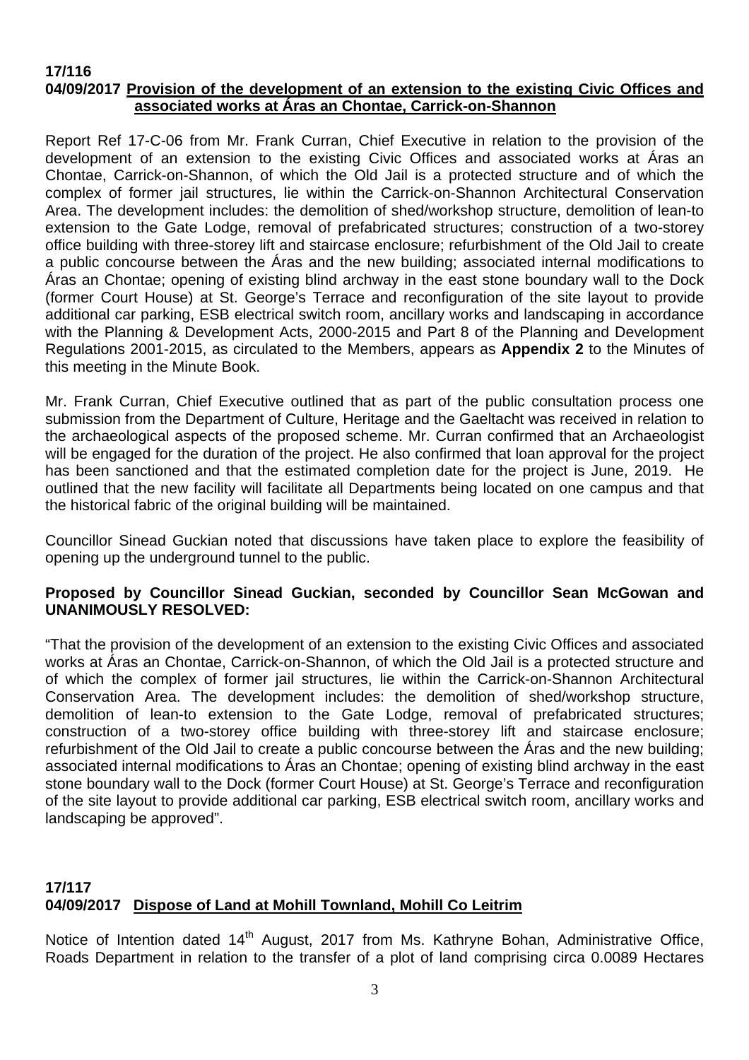**17/116**
**04/09/2017 Provision of the development of an extension to the existing Civic Offices and associated works at Áras an Chontae, Carrick-on-Shannon**

Report Ref 17-C-06 from Mr. Frank Curran, Chief Executive in relation to the provision of the development of an extension to the existing Civic Offices and associated works at Áras an Chontae, Carrick-on-Shannon, of which the Old Jail is a protected structure and of which the complex of former jail structures, lie within the Carrick-on-Shannon Architectural Conservation Area. The development includes: the demolition of shed/workshop structure, demolition of lean-to extension to the Gate Lodge, removal of prefabricated structures; construction of a two-storey office building with three-storey lift and staircase enclosure; refurbishment of the Old Jail to create a public concourse between the Áras and the new building; associated internal modifications to Áras an Chontae; opening of existing blind archway in the east stone boundary wall to the Dock (former Court House) at St. George's Terrace and reconfiguration of the site layout to provide additional car parking, ESB electrical switch room, ancillary works and landscaping in accordance with the Planning & Development Acts, 2000-2015 and Part 8 of the Planning and Development Regulations 2001-2015, as circulated to the Members, appears as **Appendix 2** to the Minutes of this meeting in the Minute Book.

Mr. Frank Curran, Chief Executive outlined that as part of the public consultation process one submission from the Department of Culture, Heritage and the Gaeltacht was received in relation to the archaeological aspects of the proposed scheme. Mr. Curran confirmed that an Archaeologist will be engaged for the duration of the project. He also confirmed that loan approval for the project has been sanctioned and that the estimated completion date for the project is June, 2019. He outlined that the new facility will facilitate all Departments being located on one campus and that the historical fabric of the original building will be maintained.

Councillor Sinead Guckian noted that discussions have taken place to explore the feasibility of opening up the underground tunnel to the public.

**Proposed by Councillor Sinead Guckian, seconded by Councillor Sean McGowan and UNANIMOUSLY RESOLVED:**

"That the provision of the development of an extension to the existing Civic Offices and associated works at Áras an Chontae, Carrick-on-Shannon, of which the Old Jail is a protected structure and of which the complex of former jail structures, lie within the Carrick-on-Shannon Architectural Conservation Area. The development includes: the demolition of shed/workshop structure, demolition of lean-to extension to the Gate Lodge, removal of prefabricated structures; construction of a two-storey office building with three-storey lift and staircase enclosure; refurbishment of the Old Jail to create a public concourse between the Áras and the new building; associated internal modifications to Áras an Chontae; opening of existing blind archway in the east stone boundary wall to the Dock (former Court House) at St. George's Terrace and reconfiguration of the site layout to provide additional car parking, ESB electrical switch room, ancillary works and landscaping be approved".

**17/117**
**04/09/2017 Dispose of Land at Mohill Townland, Mohill Co Leitrim**

Notice of Intention dated 14th August, 2017 from Ms. Kathryne Bohan, Administrative Office, Roads Department in relation to the transfer of a plot of land comprising circa 0.0089 Hectares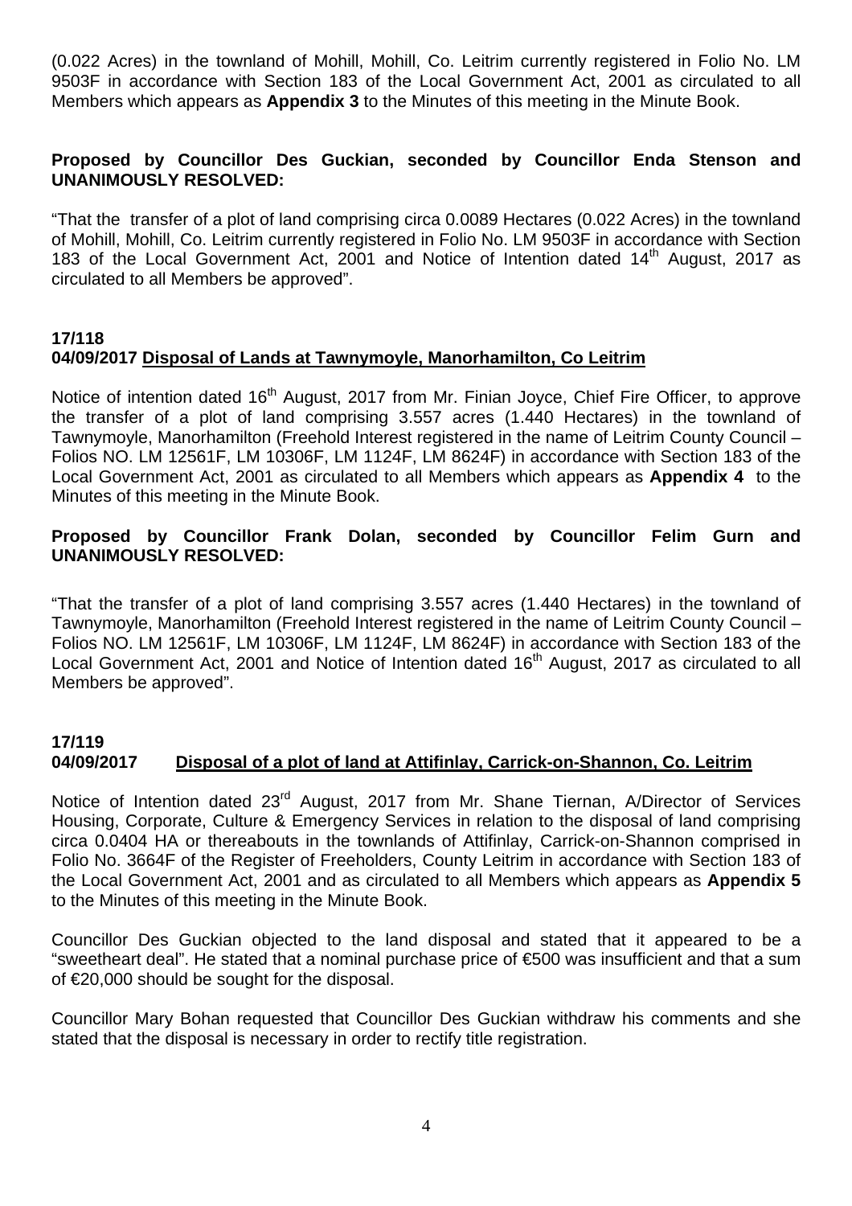(0.022 Acres) in the townland of Mohill, Mohill, Co. Leitrim currently registered in Folio No. LM 9503F in accordance with Section 183 of the Local Government Act, 2001 as circulated to all Members which appears as **Appendix 3** to the Minutes of this meeting in the Minute Book.

**Proposed by Councillor Des Guckian, seconded by Councillor Enda Stenson and UNANIMOUSLY RESOLVED:**

"That the transfer of a plot of land comprising circa 0.0089 Hectares (0.022 Acres) in the townland of Mohill, Mohill, Co. Leitrim currently registered in Folio No. LM 9503F in accordance with Section 183 of the Local Government Act, 2001 and Notice of Intention dated 14th August, 2017 as circulated to all Members be approved".

**17/118**
**04/09/2017 Disposal of Lands at Tawnymoyle, Manorhamilton, Co Leitrim**

Notice of intention dated 16th August, 2017 from Mr. Finian Joyce, Chief Fire Officer, to approve the transfer of a plot of land comprising 3.557 acres (1.440 Hectares) in the townland of Tawnymoyle, Manorhamilton (Freehold Interest registered in the name of Leitrim County Council – Folios NO. LM 12561F, LM 10306F, LM 1124F, LM 8624F) in accordance with Section 183 of the Local Government Act, 2001 as circulated to all Members which appears as **Appendix 4** to the Minutes of this meeting in the Minute Book.

**Proposed by Councillor Frank Dolan, seconded by Councillor Felim Gurn and UNANIMOUSLY RESOLVED:**

"That the transfer of a plot of land comprising 3.557 acres (1.440 Hectares) in the townland of Tawnymoyle, Manorhamilton (Freehold Interest registered in the name of Leitrim County Council – Folios NO. LM 12561F, LM 10306F, LM 1124F, LM 8624F) in accordance with Section 183 of the Local Government Act, 2001 and Notice of Intention dated 16th August, 2017 as circulated to all Members be approved".

**17/119**
**04/09/2017 Disposal of a plot of land at Attifinlay, Carrick-on-Shannon, Co. Leitrim**

Notice of Intention dated 23rd August, 2017 from Mr. Shane Tiernan, A/Director of Services Housing, Corporate, Culture & Emergency Services in relation to the disposal of land comprising circa 0.0404 HA or thereabouts in the townlands of Attifinlay, Carrick-on-Shannon comprised in Folio No. 3664F of the Register of Freeholders, County Leitrim in accordance with Section 183 of the Local Government Act, 2001 and as circulated to all Members which appears as **Appendix 5** to the Minutes of this meeting in the Minute Book.

Councillor Des Guckian objected to the land disposal and stated that it appeared to be a "sweetheart deal". He stated that a nominal purchase price of €500 was insufficient and that a sum of €20,000 should be sought for the disposal.

Councillor Mary Bohan requested that Councillor Des Guckian withdraw his comments and she stated that the disposal is necessary in order to rectify title registration.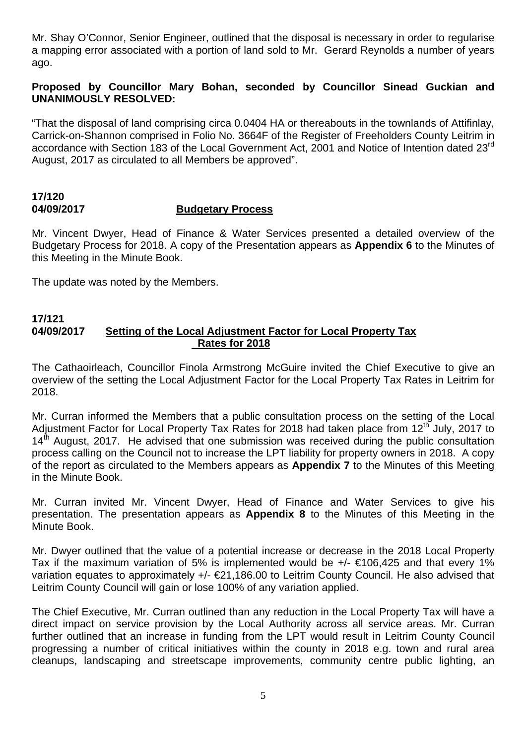Mr. Shay O'Connor, Senior Engineer, outlined that the disposal is necessary in order to regularise a mapping error associated with a portion of land sold to Mr. Gerard Reynolds a number of years ago.

**Proposed by Councillor Mary Bohan, seconded by Councillor Sinead Guckian and UNANIMOUSLY RESOLVED:**

"That the disposal of land comprising circa 0.0404 HA or thereabouts in the townlands of Attifinlay, Carrick-on-Shannon comprised in Folio No. 3664F of the Register of Freeholders County Leitrim in accordance with Section 183 of the Local Government Act, 2001 and Notice of Intention dated 23rd August, 2017 as circulated to all Members be approved".

**17/120**
**04/09/2017** **Budgetary Process**

Mr. Vincent Dwyer, Head of Finance & Water Services presented a detailed overview of the Budgetary Process for 2018. A copy of the Presentation appears as **Appendix 6** to the Minutes of this Meeting in the Minute Book.

The update was noted by the Members.

**17/121**
**04/09/2017** **Setting of the Local Adjustment Factor for Local Property Tax Rates for 2018**

The Cathaoirleach, Councillor Finola Armstrong McGuire invited the Chief Executive to give an overview of the setting the Local Adjustment Factor for the Local Property Tax Rates in Leitrim for 2018.

Mr. Curran informed the Members that a public consultation process on the setting of the Local Adjustment Factor for Local Property Tax Rates for 2018 had taken place from 12th July, 2017 to 14th August, 2017. He advised that one submission was received during the public consultation process calling on the Council not to increase the LPT liability for property owners in 2018. A copy of the report as circulated to the Members appears as **Appendix 7** to the Minutes of this Meeting in the Minute Book.

Mr. Curran invited Mr. Vincent Dwyer, Head of Finance and Water Services to give his presentation. The presentation appears as **Appendix 8** to the Minutes of this Meeting in the Minute Book.

Mr. Dwyer outlined that the value of a potential increase or decrease in the 2018 Local Property Tax if the maximum variation of 5% is implemented would be +/- €106,425 and that every 1% variation equates to approximately +/- €21,186.00 to Leitrim County Council. He also advised that Leitrim County Council will gain or lose 100% of any variation applied.

The Chief Executive, Mr. Curran outlined than any reduction in the Local Property Tax will have a direct impact on service provision by the Local Authority across all service areas. Mr. Curran further outlined that an increase in funding from the LPT would result in Leitrim County Council progressing a number of critical initiatives within the county in 2018 e.g. town and rural area cleanups, landscaping and streetscape improvements, community centre public lighting, an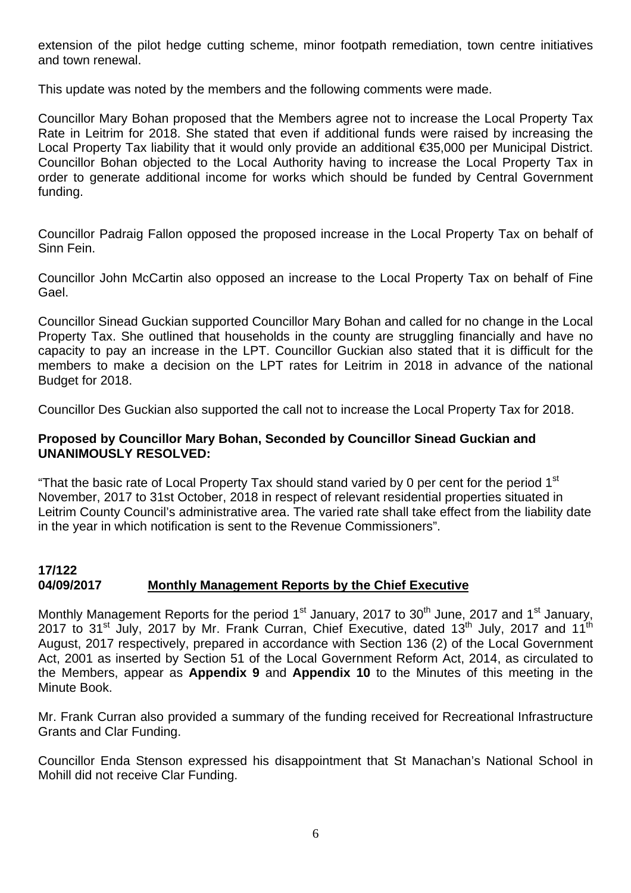extension of the pilot hedge cutting scheme, minor footpath remediation, town centre initiatives and town renewal.

This update was noted by the members and the following comments were made.

Councillor Mary Bohan proposed that the Members agree not to increase the Local Property Tax Rate in Leitrim for 2018. She stated that even if additional funds were raised by increasing the Local Property Tax liability that it would only provide an additional €35,000 per Municipal District. Councillor Bohan objected to the Local Authority having to increase the Local Property Tax in order to generate additional income for works which should be funded by Central Government funding.

Councillor Padraig Fallon opposed the proposed increase in the Local Property Tax on behalf of Sinn Fein.

Councillor John McCartin also opposed an increase to the Local Property Tax on behalf of Fine Gael.

Councillor Sinead Guckian supported Councillor Mary Bohan and called for no change in the Local Property Tax. She outlined that households in the county are struggling financially and have no capacity to pay an increase in the LPT. Councillor Guckian also stated that it is difficult for the members to make a decision on the LPT rates for Leitrim in 2018 in advance of the national Budget for 2018.

Councillor Des Guckian also supported the call not to increase the Local Property Tax for 2018.

**Proposed by Councillor Mary Bohan, Seconded by Councillor Sinead Guckian and UNANIMOUSLY RESOLVED:**

"That the basic rate of Local Property Tax should stand varied by 0 per cent for the period 1st November, 2017 to 31st October, 2018 in respect of relevant residential properties situated in Leitrim County Council's administrative area. The varied rate shall take effect from the liability date in the year in which notification is sent to the Revenue Commissioners".

**17/122**
**04/09/2017** **Monthly Management Reports by the Chief Executive**

Monthly Management Reports for the period 1st January, 2017 to 30th June, 2017 and 1st January, 2017 to 31st July, 2017 by Mr. Frank Curran, Chief Executive, dated 13th July, 2017 and 11th August, 2017 respectively, prepared in accordance with Section 136 (2) of the Local Government Act, 2001 as inserted by Section 51 of the Local Government Reform Act, 2014, as circulated to the Members, appear as **Appendix 9** and **Appendix 10** to the Minutes of this meeting in the Minute Book.

Mr. Frank Curran also provided a summary of the funding received for Recreational Infrastructure Grants and Clar Funding.

Councillor Enda Stenson expressed his disappointment that St Manachan's National School in Mohill did not receive Clar Funding.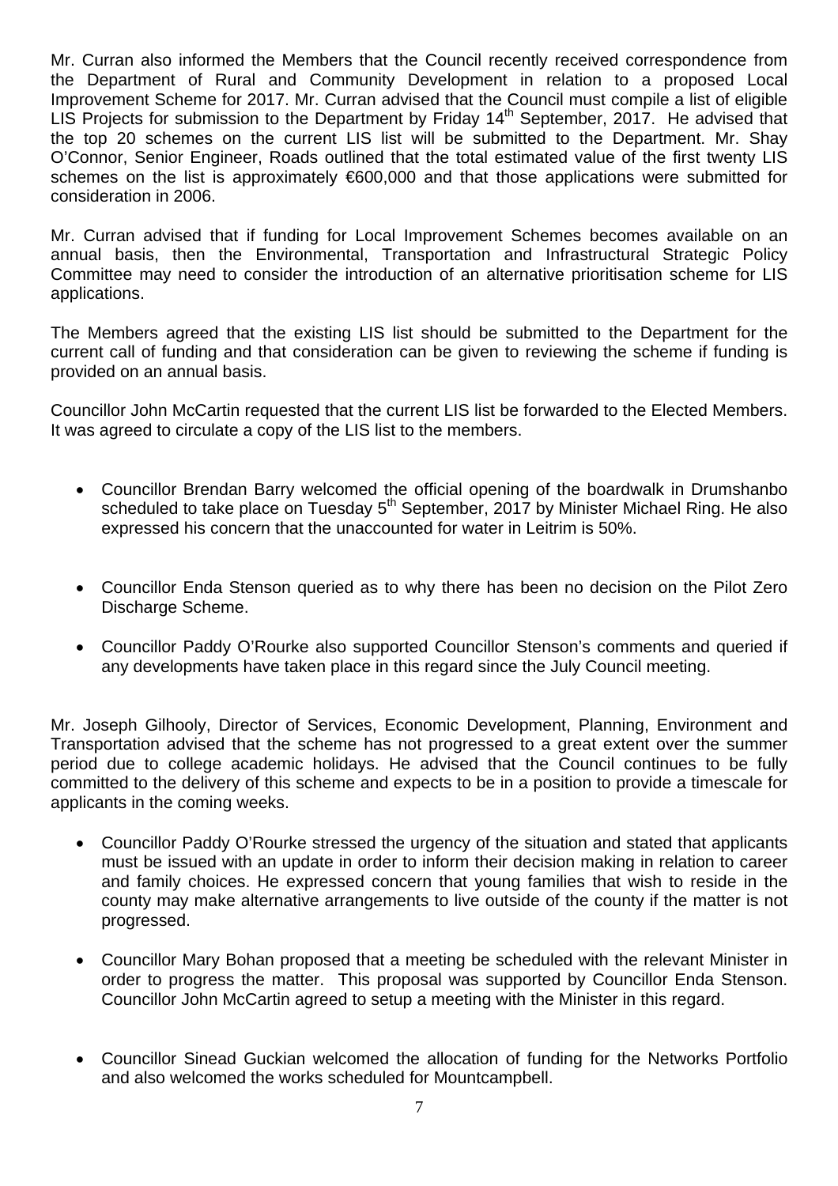Mr. Curran also informed the Members that the Council recently received correspondence from the Department of Rural and Community Development in relation to a proposed Local Improvement Scheme for 2017. Mr. Curran advised that the Council must compile a list of eligible LIS Projects for submission to the Department by Friday 14th September, 2017. He advised that the top 20 schemes on the current LIS list will be submitted to the Department. Mr. Shay O'Connor, Senior Engineer, Roads outlined that the total estimated value of the first twenty LIS schemes on the list is approximately €600,000 and that those applications were submitted for consideration in 2006.

Mr. Curran advised that if funding for Local Improvement Schemes becomes available on an annual basis, then the Environmental, Transportation and Infrastructural Strategic Policy Committee may need to consider the introduction of an alternative prioritisation scheme for LIS applications.

The Members agreed that the existing LIS list should be submitted to the Department for the current call of funding and that consideration can be given to reviewing the scheme if funding is provided on an annual basis.

Councillor John McCartin requested that the current LIS list be forwarded to the Elected Members. It was agreed to circulate a copy of the LIS list to the members.

- Councillor Brendan Barry welcomed the official opening of the boardwalk in Drumshanbo scheduled to take place on Tuesday 5th September, 2017 by Minister Michael Ring. He also expressed his concern that the unaccounted for water in Leitrim is 50%.

- Councillor Enda Stenson queried as to why there has been no decision on the Pilot Zero Discharge Scheme.

- Councillor Paddy O'Rourke also supported Councillor Stenson's comments and queried if any developments have taken place in this regard since the July Council meeting.

Mr. Joseph Gilhooly, Director of Services, Economic Development, Planning, Environment and Transportation advised that the scheme has not progressed to a great extent over the summer period due to college academic holidays. He advised that the Council continues to be fully committed to the delivery of this scheme and expects to be in a position to provide a timescale for applicants in the coming weeks.

- Councillor Paddy O'Rourke stressed the urgency of the situation and stated that applicants must be issued with an update in order to inform their decision making in relation to career and family choices. He expressed concern that young families that wish to reside in the county may make alternative arrangements to live outside of the county if the matter is not progressed.

- Councillor Mary Bohan proposed that a meeting be scheduled with the relevant Minister in order to progress the matter. This proposal was supported by Councillor Enda Stenson. Councillor John McCartin agreed to setup a meeting with the Minister in this regard.

- Councillor Sinead Guckian welcomed the allocation of funding for the Networks Portfolio and also welcomed the works scheduled for Mountcampbell.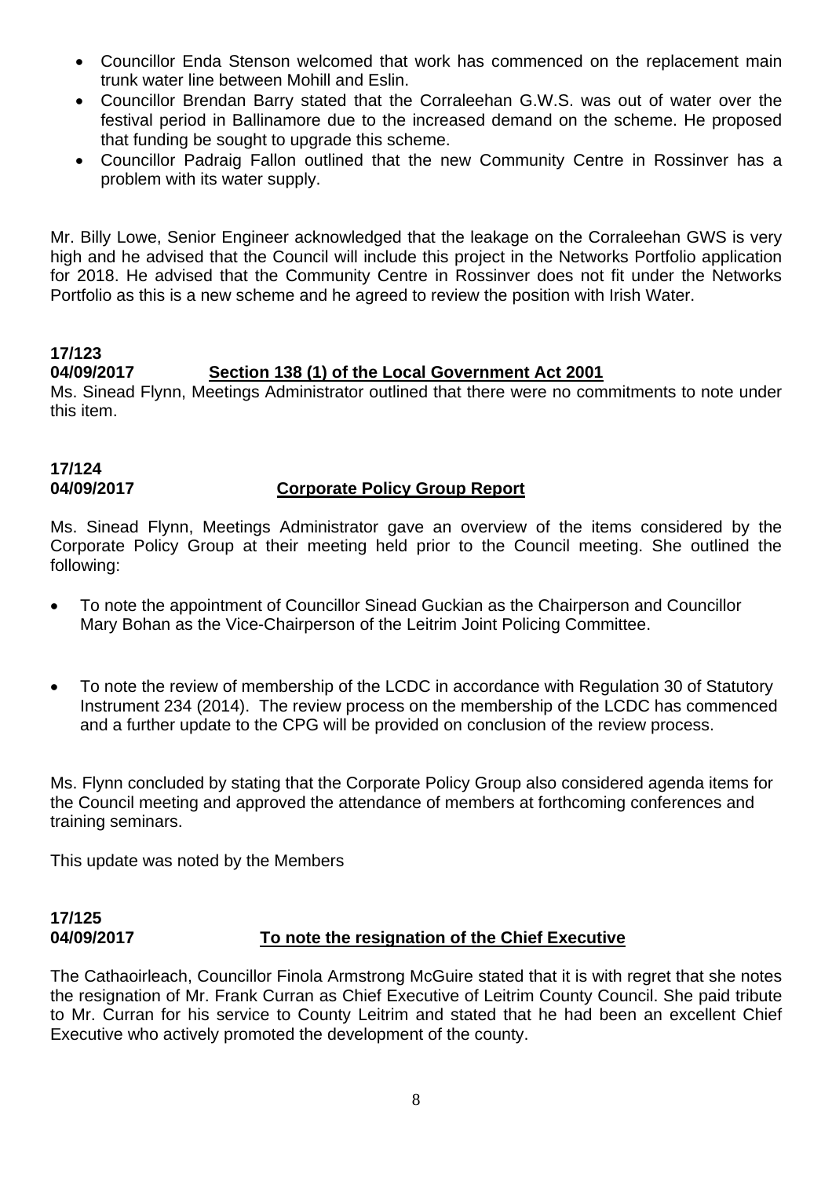- Councillor Enda Stenson welcomed that work has commenced on the replacement main trunk water line between Mohill and Eslin.
- Councillor Brendan Barry stated that the Corraleehan G.W.S. was out of water over the festival period in Ballinamore due to the increased demand on the scheme. He proposed that funding be sought to upgrade this scheme.
- Councillor Padraig Fallon outlined that the new Community Centre in Rossinver has a problem with its water supply.

Mr. Billy Lowe, Senior Engineer acknowledged that the leakage on the Corraleehan GWS is very high and he advised that the Council will include this project in the Networks Portfolio application for 2018. He advised that the Community Centre in Rossinver does not fit under the Networks Portfolio as this is a new scheme and he agreed to review the position with Irish Water.

**17/123**
**04/09/2017** **Section 138 (1) of the Local Government Act 2001**

Ms. Sinead Flynn, Meetings Administrator outlined that there were no commitments to note under this item.

**17/124**
**04/09/2017** **Corporate Policy Group Report**

Ms. Sinead Flynn, Meetings Administrator gave an overview of the items considered by the Corporate Policy Group at their meeting held prior to the Council meeting. She outlined the following:

- To note the appointment of Councillor Sinead Guckian as the Chairperson and Councillor Mary Bohan as the Vice-Chairperson of the Leitrim Joint Policing Committee.

- To note the review of membership of the LCDC in accordance with Regulation 30 of Statutory Instrument 234 (2014). The review process on the membership of the LCDC has commenced and a further update to the CPG will be provided on conclusion of the review process.

Ms. Flynn concluded by stating that the Corporate Policy Group also considered agenda items for the Council meeting and approved the attendance of members at forthcoming conferences and training seminars.

This update was noted by the Members

**17/125**
**04/09/2017** **To note the resignation of the Chief Executive**

The Cathaoirleach, Councillor Finola Armstrong McGuire stated that it is with regret that she notes the resignation of Mr. Frank Curran as Chief Executive of Leitrim County Council. She paid tribute to Mr. Curran for his service to County Leitrim and stated that he had been an excellent Chief Executive who actively promoted the development of the county.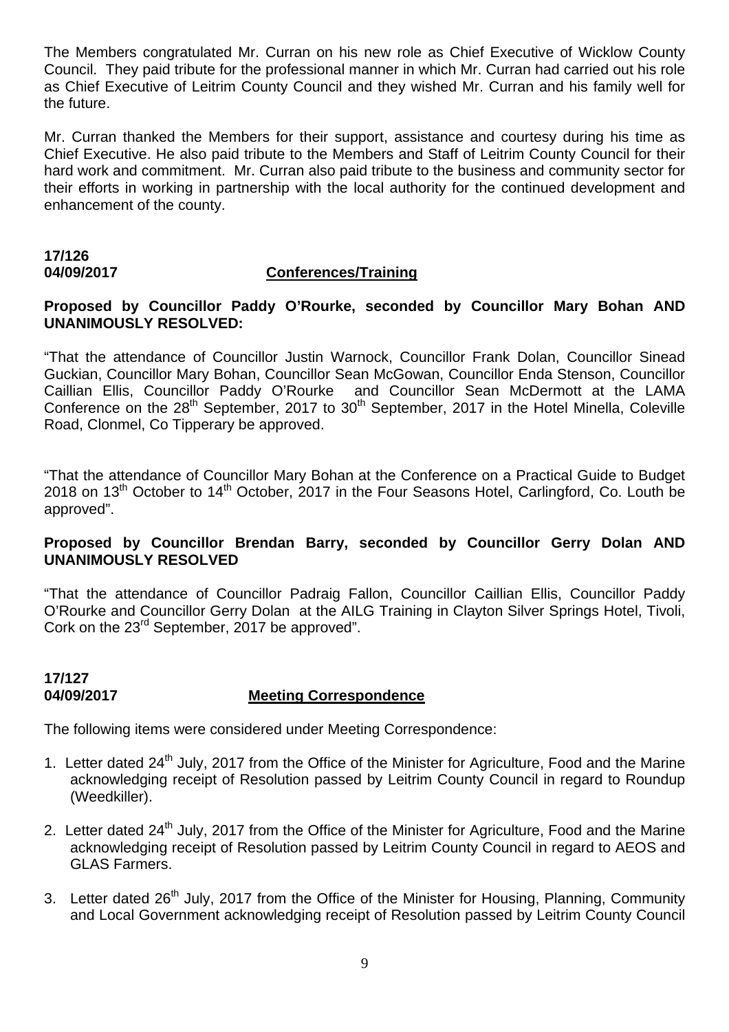The Members congratulated Mr. Curran on his new role as Chief Executive of Wicklow County Council. They paid tribute for the professional manner in which Mr. Curran had carried out his role as Chief Executive of Leitrim County Council and they wished Mr. Curran and his family well for the future.

Mr. Curran thanked the Members for their support, assistance and courtesy during his time as Chief Executive. He also paid tribute to the Members and Staff of Leitrim County Council for their hard work and commitment. Mr. Curran also paid tribute to the business and community sector for their efforts in working in partnership with the local authority for the continued development and enhancement of the county.

**17/126**
**04/09/2017** **Conferences/Training**

**Proposed by Councillor Paddy O'Rourke, seconded by Councillor Mary Bohan AND UNANIMOUSLY RESOLVED:**

"That the attendance of Councillor Justin Warnock, Councillor Frank Dolan, Councillor Sinead Guckian, Councillor Mary Bohan, Councillor Sean McGowan, Councillor Enda Stenson, Councillor Caillian Ellis, Councillor Paddy O'Rourke and Councillor Sean McDermott at the LAMA Conference on the 28th September, 2017 to 30th September, 2017 in the Hotel Minella, Coleville Road, Clonmel, Co Tipperary be approved.

"That the attendance of Councillor Mary Bohan at the Conference on a Practical Guide to Budget 2018 on 13th October to 14th October, 2017 in the Four Seasons Hotel, Carlingford, Co. Louth be approved".

**Proposed by Councillor Brendan Barry, seconded by Councillor Gerry Dolan AND UNANIMOUSLY RESOLVED**

"That the attendance of Councillor Padraig Fallon, Councillor Caillian Ellis, Councillor Paddy O'Rourke and Councillor Gerry Dolan at the AILG Training in Clayton Silver Springs Hotel, Tivoli, Cork on the 23rd September, 2017 be approved".

**17/127**
**04/09/2017** **Meeting Correspondence**

The following items were considered under Meeting Correspondence:

1. Letter dated 24th July, 2017 from the Office of the Minister for Agriculture, Food and the Marine acknowledging receipt of Resolution passed by Leitrim County Council in regard to Roundup (Weedkiller).

2. Letter dated 24th July, 2017 from the Office of the Minister for Agriculture, Food and the Marine acknowledging receipt of Resolution passed by Leitrim County Council in regard to AEOS and GLAS Farmers.

3. Letter dated 26th July, 2017 from the Office of the Minister for Housing, Planning, Community and Local Government acknowledging receipt of Resolution passed by Leitrim County Council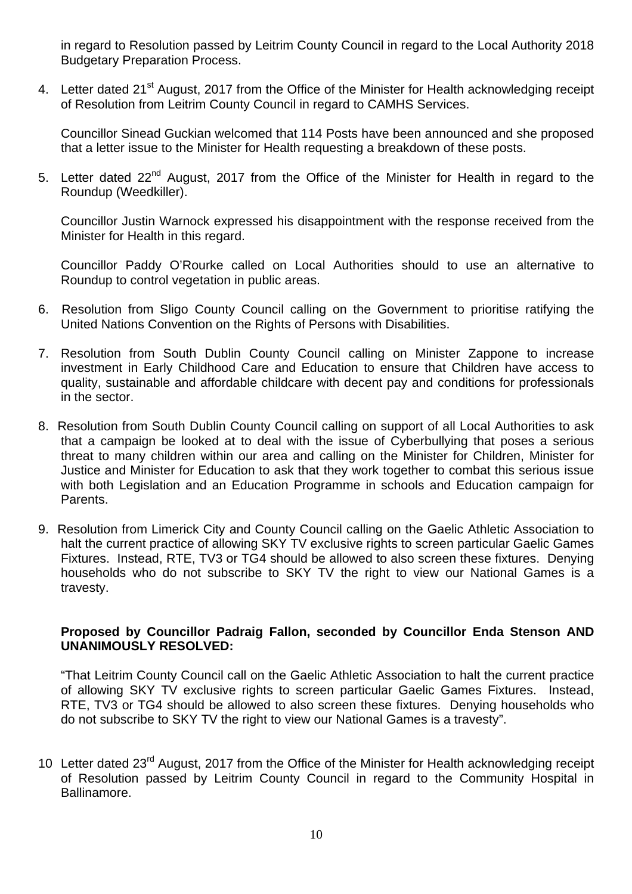in regard to Resolution passed by Leitrim County Council in regard to the Local Authority 2018 Budgetary Preparation Process.

4. Letter dated 21st August, 2017 from the Office of the Minister for Health acknowledging receipt of Resolution from Leitrim County Council in regard to CAMHS Services.

   Councillor Sinead Guckian welcomed that 114 Posts have been announced and she proposed that a letter issue to the Minister for Health requesting a breakdown of these posts.

5. Letter dated 22nd August, 2017 from the Office of the Minister for Health in regard to the Roundup (Weedkiller).

   Councillor Justin Warnock expressed his disappointment with the response received from the Minister for Health in this regard.

   Councillor Paddy O'Rourke called on Local Authorities should to use an alternative to Roundup to control vegetation in public areas.

6. Resolution from Sligo County Council calling on the Government to prioritise ratifying the United Nations Convention on the Rights of Persons with Disabilities.

7. Resolution from South Dublin County Council calling on Minister Zappone to increase investment in Early Childhood Care and Education to ensure that Children have access to quality, sustainable and affordable childcare with decent pay and conditions for professionals in the sector.

8. Resolution from South Dublin County Council calling on support of all Local Authorities to ask that a campaign be looked at to deal with the issue of Cyberbullying that poses a serious threat to many children within our area and calling on the Minister for Children, Minister for Justice and Minister for Education to ask that they work together to combat this serious issue with both Legislation and an Education Programme in schools and Education campaign for Parents.

9. Resolution from Limerick City and County Council calling on the Gaelic Athletic Association to halt the current practice of allowing SKY TV exclusive rights to screen particular Gaelic Games Fixtures. Instead, RTE, TV3 or TG4 should be allowed to also screen these fixtures. Denying households who do not subscribe to SKY TV the right to view our National Games is a travesty.

   **Proposed by Councillor Padraig Fallon, seconded by Councillor Enda Stenson AND UNANIMOUSLY RESOLVED:**

   "That Leitrim County Council call on the Gaelic Athletic Association to halt the current practice of allowing SKY TV exclusive rights to screen particular Gaelic Games Fixtures. Instead, RTE, TV3 or TG4 should be allowed to also screen these fixtures. Denying households who do not subscribe to SKY TV the right to view our National Games is a travesty".

10 Letter dated 23rd August, 2017 from the Office of the Minister for Health acknowledging receipt of Resolution passed by Leitrim County Council in regard to the Community Hospital in Ballinamore.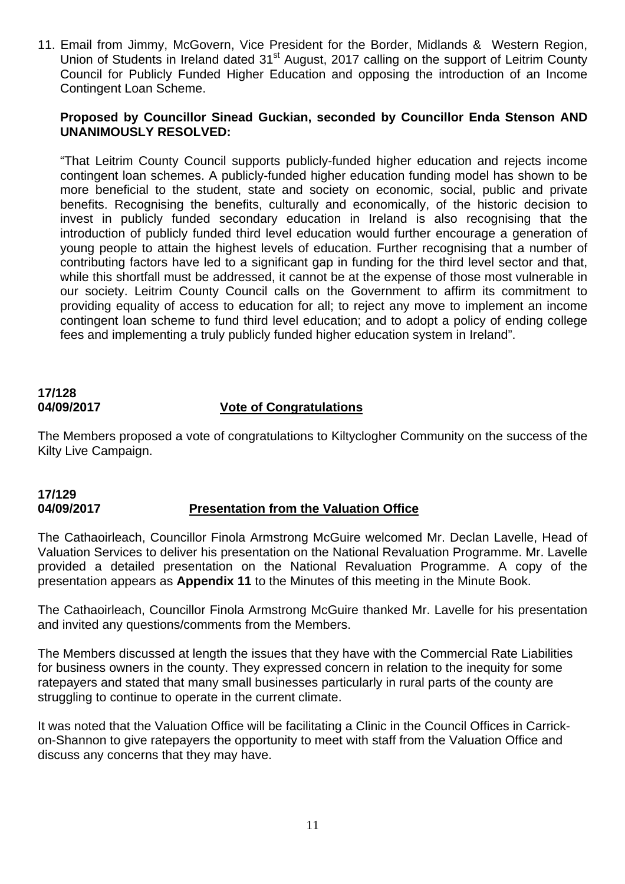11. Email from Jimmy, McGovern, Vice President for the Border, Midlands & Western Region, Union of Students in Ireland dated 31st August, 2017 calling on the support of Leitrim County Council for Publicly Funded Higher Education and opposing the introduction of an Income Contingent Loan Scheme.

**Proposed by Councillor Sinead Guckian, seconded by Councillor Enda Stenson AND UNANIMOUSLY RESOLVED:**

"That Leitrim County Council supports publicly-funded higher education and rejects income contingent loan schemes. A publicly-funded higher education funding model has shown to be more beneficial to the student, state and society on economic, social, public and private benefits. Recognising the benefits, culturally and economically, of the historic decision to invest in publicly funded secondary education in Ireland is also recognising that the introduction of publicly funded third level education would further encourage a generation of young people to attain the highest levels of education. Further recognising that a number of contributing factors have led to a significant gap in funding for the third level sector and that, while this shortfall must be addressed, it cannot be at the expense of those most vulnerable in our society. Leitrim County Council calls on the Government to affirm its commitment to providing equality of access to education for all; to reject any move to implement an income contingent loan scheme to fund third level education; and to adopt a policy of ending college fees and implementing a truly publicly funded higher education system in Ireland".

**17/128**
**04/09/2017** **Vote of Congratulations**

The Members proposed a vote of congratulations to Kiltyclogher Community on the success of the Kilty Live Campaign.

**17/129**
**04/09/2017** **Presentation from the Valuation Office**

The Cathaoirleach, Councillor Finola Armstrong McGuire welcomed Mr. Declan Lavelle, Head of Valuation Services to deliver his presentation on the National Revaluation Programme. Mr. Lavelle provided a detailed presentation on the National Revaluation Programme. A copy of the presentation appears as **Appendix 11** to the Minutes of this meeting in the Minute Book.

The Cathaoirleach, Councillor Finola Armstrong McGuire thanked Mr. Lavelle for his presentation and invited any questions/comments from the Members.

The Members discussed at length the issues that they have with the Commercial Rate Liabilities for business owners in the county. They expressed concern in relation to the inequity for some ratepayers and stated that many small businesses particularly in rural parts of the county are struggling to continue to operate in the current climate.

It was noted that the Valuation Office will be facilitating a Clinic in the Council Offices in Carrick-on-Shannon to give ratepayers the opportunity to meet with staff from the Valuation Office and discuss any concerns that they may have.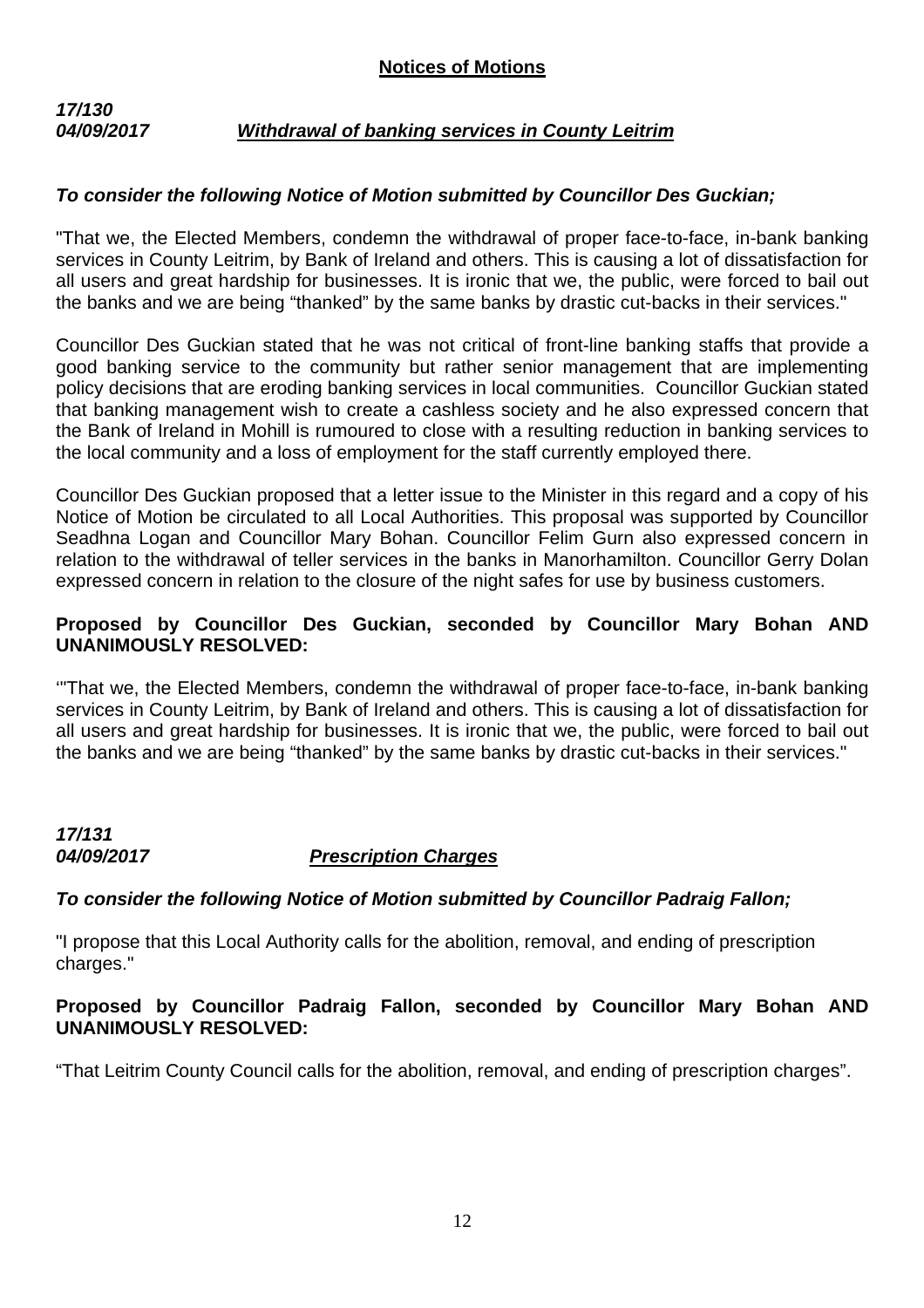## **Notices of Motions**

***17/130***
***04/09/2017*** ***Withdrawal of banking services in County Leitrim***

***To consider the following Notice of Motion submitted by Councillor Des Guckian;***

"That we, the Elected Members, condemn the withdrawal of proper face-to-face, in-bank banking services in County Leitrim, by Bank of Ireland and others. This is causing a lot of dissatisfaction for all users and great hardship for businesses. It is ironic that we, the public, were forced to bail out the banks and we are being "thanked" by the same banks by drastic cut-backs in their services."

Councillor Des Guckian stated that he was not critical of front-line banking staffs that provide a good banking service to the community but rather senior management that are implementing policy decisions that are eroding banking services in local communities. Councillor Guckian stated that banking management wish to create a cashless society and he also expressed concern that the Bank of Ireland in Mohill is rumoured to close with a resulting reduction in banking services to the local community and a loss of employment for the staff currently employed there.

Councillor Des Guckian proposed that a letter issue to the Minister in this regard and a copy of his Notice of Motion be circulated to all Local Authorities. This proposal was supported by Councillor Seadhna Logan and Councillor Mary Bohan. Councillor Felim Gurn also expressed concern in relation to the withdrawal of teller services in the banks in Manorhamilton. Councillor Gerry Dolan expressed concern in relation to the closure of the night safes for use by business customers.

**Proposed by Councillor Des Guckian, seconded by Councillor Mary Bohan AND UNANIMOUSLY RESOLVED:**

'"That we, the Elected Members, condemn the withdrawal of proper face-to-face, in-bank banking services in County Leitrim, by Bank of Ireland and others. This is causing a lot of dissatisfaction for all users and great hardship for businesses. It is ironic that we, the public, were forced to bail out the banks and we are being "thanked" by the same banks by drastic cut-backs in their services."

***17/131***
***04/09/2017*** ***Prescription Charges***

***To consider the following Notice of Motion submitted by Councillor Padraig Fallon;***

"I propose that this Local Authority calls for the abolition, removal, and ending of prescription charges."

**Proposed by Councillor Padraig Fallon, seconded by Councillor Mary Bohan AND UNANIMOUSLY RESOLVED:**

"That Leitrim County Council calls for the abolition, removal, and ending of prescription charges".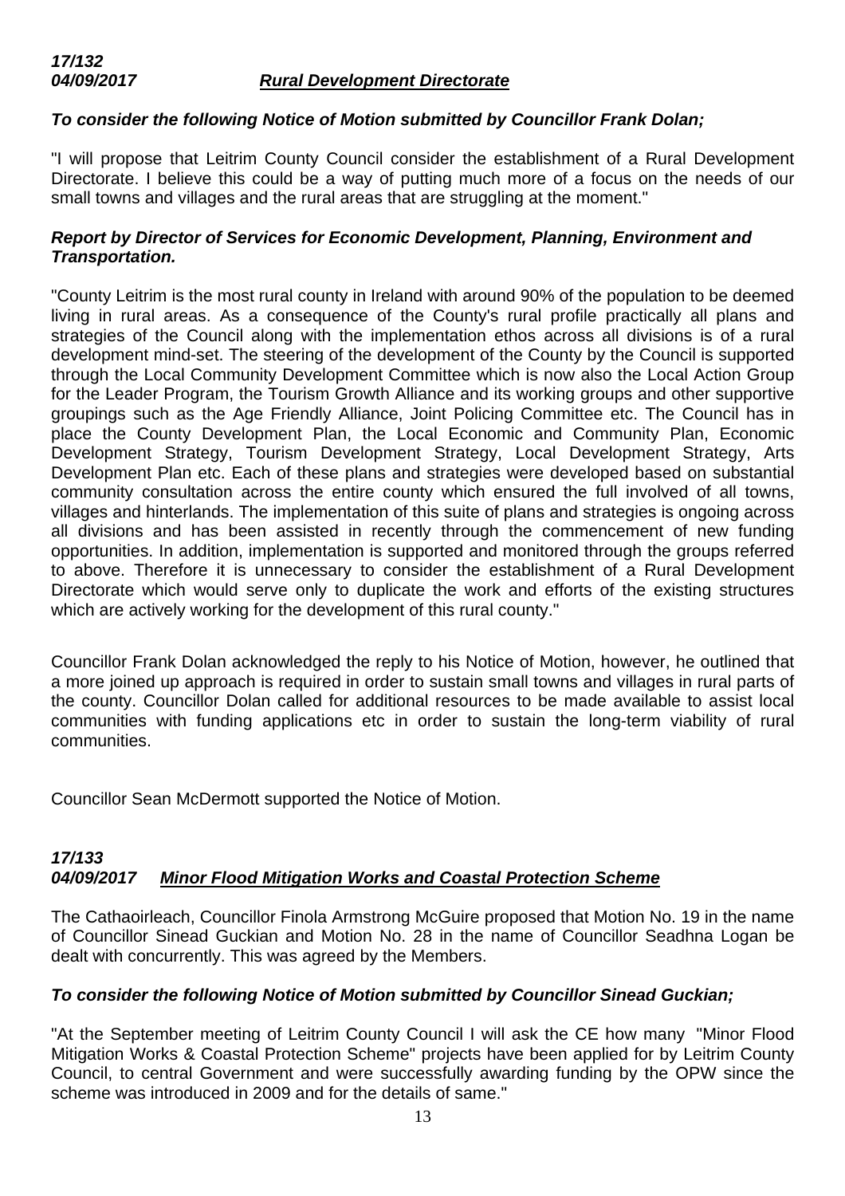***17/132***
***04/09/2017*** ***Rural Development Directorate***

***To consider the following Notice of Motion submitted by Councillor Frank Dolan;***

"I will propose that Leitrim County Council consider the establishment of a Rural Development Directorate. I believe this could be a way of putting much more of a focus on the needs of our small towns and villages and the rural areas that are struggling at the moment."

***Report by Director of Services for Economic Development, Planning, Environment and Transportation.***

"County Leitrim is the most rural county in Ireland with around 90% of the population to be deemed living in rural areas. As a consequence of the County's rural profile practically all plans and strategies of the Council along with the implementation ethos across all divisions is of a rural development mind-set. The steering of the development of the County by the Council is supported through the Local Community Development Committee which is now also the Local Action Group for the Leader Program, the Tourism Growth Alliance and its working groups and other supportive groupings such as the Age Friendly Alliance, Joint Policing Committee etc. The Council has in place the County Development Plan, the Local Economic and Community Plan, Economic Development Strategy, Tourism Development Strategy, Local Development Strategy, Arts Development Plan etc. Each of these plans and strategies were developed based on substantial community consultation across the entire county which ensured the full involved of all towns, villages and hinterlands. The implementation of this suite of plans and strategies is ongoing across all divisions and has been assisted in recently through the commencement of new funding opportunities. In addition, implementation is supported and monitored through the groups referred to above. Therefore it is unnecessary to consider the establishment of a Rural Development Directorate which would serve only to duplicate the work and efforts of the existing structures which are actively working for the development of this rural county."

Councillor Frank Dolan acknowledged the reply to his Notice of Motion, however, he outlined that a more joined up approach is required in order to sustain small towns and villages in rural parts of the county. Councillor Dolan called for additional resources to be made available to assist local communities with funding applications etc in order to sustain the long-term viability of rural communities.

Councillor Sean McDermott supported the Notice of Motion.

***17/133***
***04/09/2017*** ***Minor Flood Mitigation Works and Coastal Protection Scheme***

The Cathaoirleach, Councillor Finola Armstrong McGuire proposed that Motion No. 19 in the name of Councillor Sinead Guckian and Motion No. 28 in the name of Councillor Seadhna Logan be dealt with concurrently. This was agreed by the Members.

***To consider the following Notice of Motion submitted by Councillor Sinead Guckian;***

"At the September meeting of Leitrim County Council I will ask the CE how many "Minor Flood Mitigation Works & Coastal Protection Scheme" projects have been applied for by Leitrim County Council, to central Government and were successfully awarding funding by the OPW since the scheme was introduced in 2009 and for the details of same."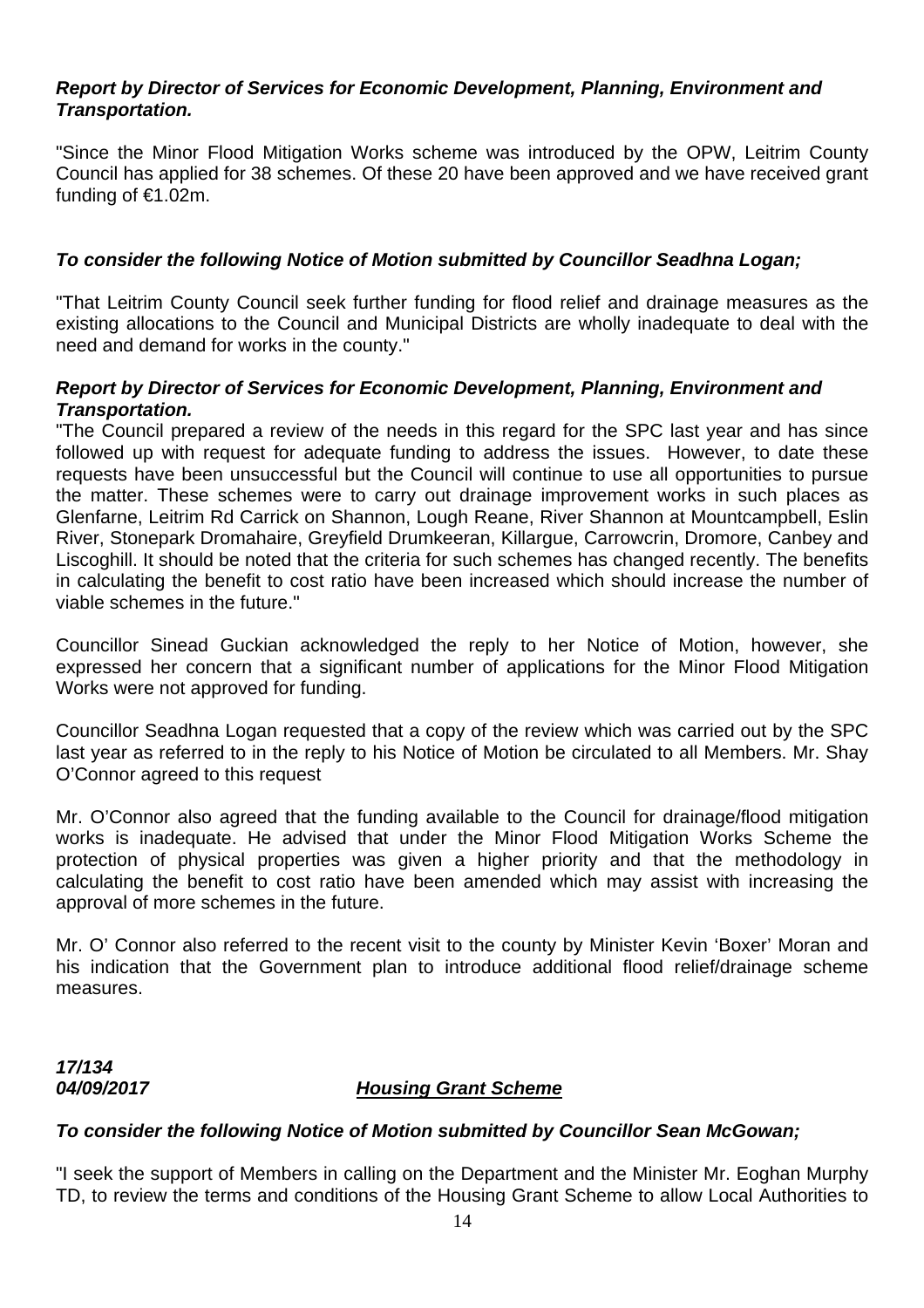***Report by Director of Services for Economic Development, Planning, Environment and Transportation.***

"Since the Minor Flood Mitigation Works scheme was introduced by the OPW, Leitrim County Council has applied for 38 schemes. Of these 20 have been approved and we have received grant funding of €1.02m.

***To consider the following Notice of Motion submitted by Councillor Seadhna Logan;***

"That Leitrim County Council seek further funding for flood relief and drainage measures as the existing allocations to the Council and Municipal Districts are wholly inadequate to deal with the need and demand for works in the county."

***Report by Director of Services for Economic Development, Planning, Environment and Transportation.***

"The Council prepared a review of the needs in this regard for the SPC last year and has since followed up with request for adequate funding to address the issues. However, to date these requests have been unsuccessful but the Council will continue to use all opportunities to pursue the matter. These schemes were to carry out drainage improvement works in such places as Glenfarne, Leitrim Rd Carrick on Shannon, Lough Reane, River Shannon at Mountcampbell, Eslin River, Stonepark Dromahaire, Greyfield Drumkeeran, Killargue, Carrowcrin, Dromore, Canbey and Liscoghill. It should be noted that the criteria for such schemes has changed recently. The benefits in calculating the benefit to cost ratio have been increased which should increase the number of viable schemes in the future."

Councillor Sinead Guckian acknowledged the reply to her Notice of Motion, however, she expressed her concern that a significant number of applications for the Minor Flood Mitigation Works were not approved for funding.

Councillor Seadhna Logan requested that a copy of the review which was carried out by the SPC last year as referred to in the reply to his Notice of Motion be circulated to all Members. Mr. Shay O'Connor agreed to this request

Mr. O'Connor also agreed that the funding available to the Council for drainage/flood mitigation works is inadequate. He advised that under the Minor Flood Mitigation Works Scheme the protection of physical properties was given a higher priority and that the methodology in calculating the benefit to cost ratio have been amended which may assist with increasing the approval of more schemes in the future.

Mr. O' Connor also referred to the recent visit to the county by Minister Kevin 'Boxer' Moran and his indication that the Government plan to introduce additional flood relief/drainage scheme measures.

***17/134***
***04/09/2017*** ***<u>Housing Grant Scheme</u>***

***To consider the following Notice of Motion submitted by Councillor Sean McGowan;***

"I seek the support of Members in calling on the Department and the Minister Mr. Eoghan Murphy TD, to review the terms and conditions of the Housing Grant Scheme to allow Local Authorities to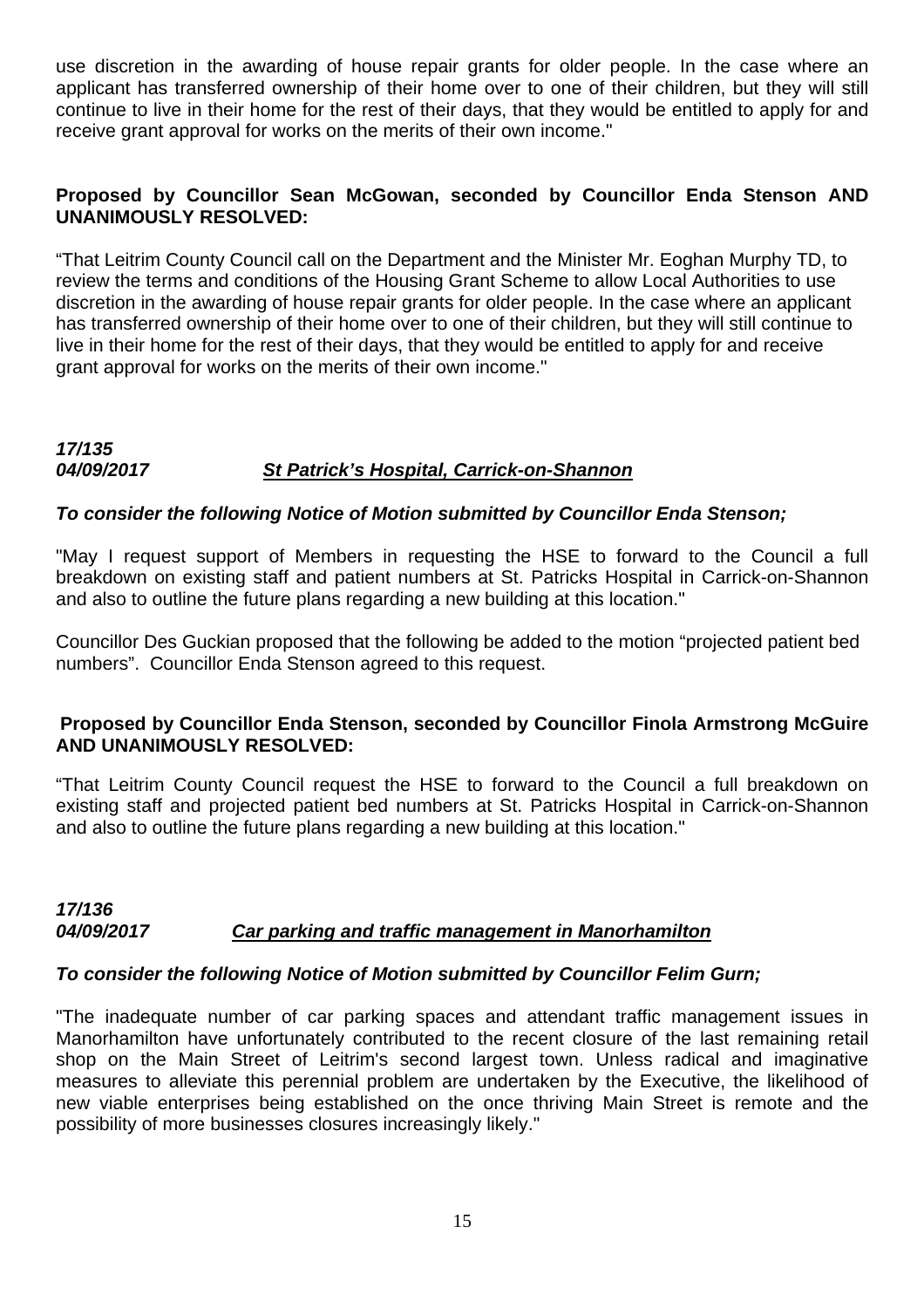use discretion in the awarding of house repair grants for older people. In the case where an applicant has transferred ownership of their home over to one of their children, but they will still continue to live in their home for the rest of their days, that they would be entitled to apply for and receive grant approval for works on the merits of their own income."

**Proposed by Councillor Sean McGowan, seconded by Councillor Enda Stenson AND UNANIMOUSLY RESOLVED:**

"That Leitrim County Council call on the Department and the Minister Mr. Eoghan Murphy TD, to review the terms and conditions of the Housing Grant Scheme to allow Local Authorities to use discretion in the awarding of house repair grants for older people. In the case where an applicant has transferred ownership of their home over to one of their children, but they will still continue to live in their home for the rest of their days, that they would be entitled to apply for and receive grant approval for works on the merits of their own income."

***17/135***
***04/09/2017*** ***St Patrick's Hospital, Carrick-on-Shannon***

***To consider the following Notice of Motion submitted by Councillor Enda Stenson;***

"May I request support of Members in requesting the HSE to forward to the Council a full breakdown on existing staff and patient numbers at St. Patricks Hospital in Carrick-on-Shannon and also to outline the future plans regarding a new building at this location."

Councillor Des Guckian proposed that the following be added to the motion "projected patient bed numbers". Councillor Enda Stenson agreed to this request.

**Proposed by Councillor Enda Stenson, seconded by Councillor Finola Armstrong McGuire AND UNANIMOUSLY RESOLVED:**

"That Leitrim County Council request the HSE to forward to the Council a full breakdown on existing staff and projected patient bed numbers at St. Patricks Hospital in Carrick-on-Shannon and also to outline the future plans regarding a new building at this location."

***17/136***
***04/09/2017*** ***Car parking and traffic management in Manorhamilton***

***To consider the following Notice of Motion submitted by Councillor Felim Gurn;***

"The inadequate number of car parking spaces and attendant traffic management issues in Manorhamilton have unfortunately contributed to the recent closure of the last remaining retail shop on the Main Street of Leitrim's second largest town. Unless radical and imaginative measures to alleviate this perennial problem are undertaken by the Executive, the likelihood of new viable enterprises being established on the once thriving Main Street is remote and the possibility of more businesses closures increasingly likely."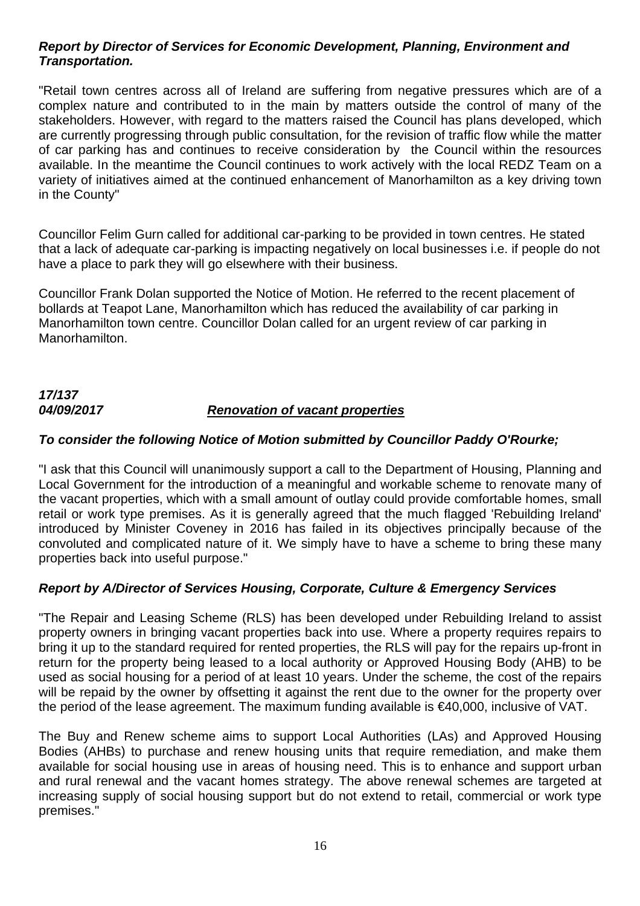***Report by Director of Services for Economic Development, Planning, Environment and Transportation.***

"Retail town centres across all of Ireland are suffering from negative pressures which are of a complex nature and contributed to in the main by matters outside the control of many of the stakeholders. However, with regard to the matters raised the Council has plans developed, which are currently progressing through public consultation, for the revision of traffic flow while the matter of car parking has and continues to receive consideration by the Council within the resources available. In the meantime the Council continues to work actively with the local REDZ Team on a variety of initiatives aimed at the continued enhancement of Manorhamilton as a key driving town in the County"

Councillor Felim Gurn called for additional car-parking to be provided in town centres. He stated that a lack of adequate car-parking is impacting negatively on local businesses i.e. if people do not have a place to park they will go elsewhere with their business.

Councillor Frank Dolan supported the Notice of Motion. He referred to the recent placement of bollards at Teapot Lane, Manorhamilton which has reduced the availability of car parking in Manorhamilton town centre. Councillor Dolan called for an urgent review of car parking in Manorhamilton.

***17/137***
***04/09/2017*** ***<u>Renovation of vacant properties</u>***

***To consider the following Notice of Motion submitted by Councillor Paddy O'Rourke;***

"I ask that this Council will unanimously support a call to the Department of Housing, Planning and Local Government for the introduction of a meaningful and workable scheme to renovate many of the vacant properties, which with a small amount of outlay could provide comfortable homes, small retail or work type premises. As it is generally agreed that the much flagged 'Rebuilding Ireland' introduced by Minister Coveney in 2016 has failed in its objectives principally because of the convoluted and complicated nature of it. We simply have to have a scheme to bring these many properties back into useful purpose."

***Report by A/Director of Services Housing, Corporate, Culture & Emergency Services***

"The Repair and Leasing Scheme (RLS) has been developed under Rebuilding Ireland to assist property owners in bringing vacant properties back into use. Where a property requires repairs to bring it up to the standard required for rented properties, the RLS will pay for the repairs up-front in return for the property being leased to a local authority or Approved Housing Body (AHB) to be used as social housing for a period of at least 10 years. Under the scheme, the cost of the repairs will be repaid by the owner by offsetting it against the rent due to the owner for the property over the period of the lease agreement. The maximum funding available is €40,000, inclusive of VAT.

The Buy and Renew scheme aims to support Local Authorities (LAs) and Approved Housing Bodies (AHBs) to purchase and renew housing units that require remediation, and make them available for social housing use in areas of housing need. This is to enhance and support urban and rural renewal and the vacant homes strategy. The above renewal schemes are targeted at increasing supply of social housing support but do not extend to retail, commercial or work type premises."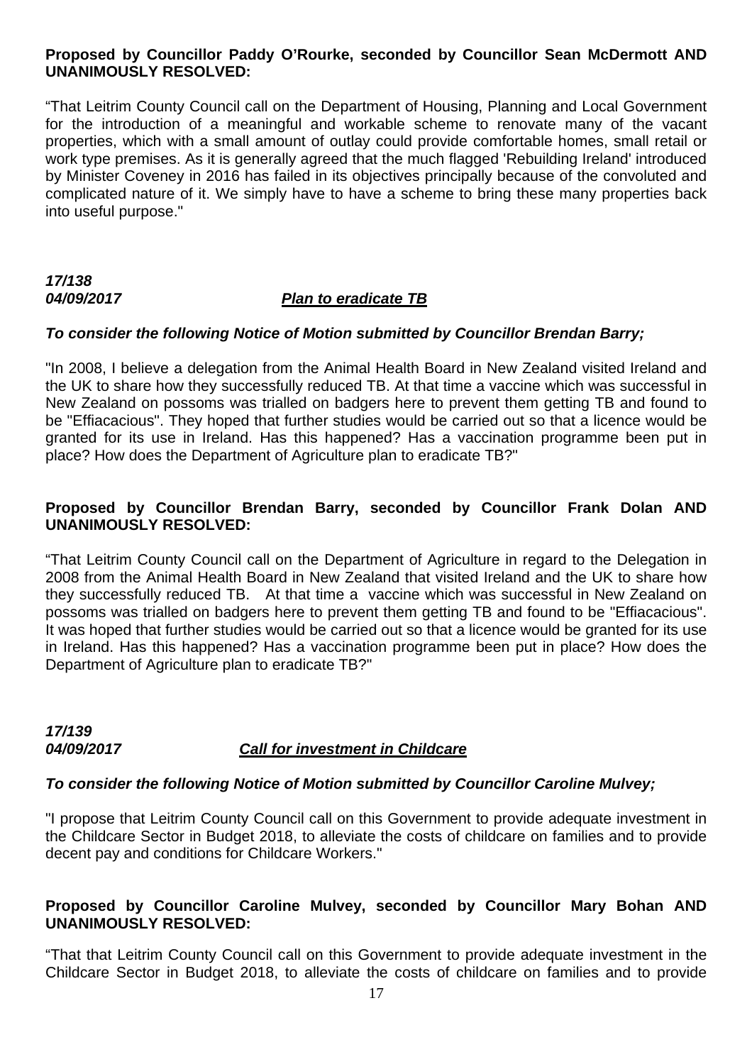**Proposed by Councillor Paddy O'Rourke, seconded by Councillor Sean McDermott AND UNANIMOUSLY RESOLVED:**

"That Leitrim County Council call on the Department of Housing, Planning and Local Government for the introduction of a meaningful and workable scheme to renovate many of the vacant properties, which with a small amount of outlay could provide comfortable homes, small retail or work type premises. As it is generally agreed that the much flagged 'Rebuilding Ireland' introduced by Minister Coveney in 2016 has failed in its objectives principally because of the convoluted and complicated nature of it. We simply have to have a scheme to bring these many properties back into useful purpose."

***17/138***
***04/09/2017*** ***<u>Plan to eradicate TB</u>***

***To consider the following Notice of Motion submitted by Councillor Brendan Barry;***

"In 2008, I believe a delegation from the Animal Health Board in New Zealand visited Ireland and the UK to share how they successfully reduced TB. At that time a vaccine which was successful in New Zealand on possoms was trialled on badgers here to prevent them getting TB and found to be "Effiacacious". They hoped that further studies would be carried out so that a licence would be granted for its use in Ireland. Has this happened? Has a vaccination programme been put in place? How does the Department of Agriculture plan to eradicate TB?"

**Proposed by Councillor Brendan Barry, seconded by Councillor Frank Dolan AND UNANIMOUSLY RESOLVED:**

"That Leitrim County Council call on the Department of Agriculture in regard to the Delegation in 2008 from the Animal Health Board in New Zealand that visited Ireland and the UK to share how they successfully reduced TB. At that time a vaccine which was successful in New Zealand on possoms was trialled on badgers here to prevent them getting TB and found to be "Effiacacious". It was hoped that further studies would be carried out so that a licence would be granted for its use in Ireland. Has this happened? Has a vaccination programme been put in place? How does the Department of Agriculture plan to eradicate TB?"

***17/139***
***04/09/2017*** ***<u>Call for investment in Childcare</u>***

***To consider the following Notice of Motion submitted by Councillor Caroline Mulvey;***

"I propose that Leitrim County Council call on this Government to provide adequate investment in the Childcare Sector in Budget 2018, to alleviate the costs of childcare on families and to provide decent pay and conditions for Childcare Workers."

**Proposed by Councillor Caroline Mulvey, seconded by Councillor Mary Bohan AND UNANIMOUSLY RESOLVED:**

"That that Leitrim County Council call on this Government to provide adequate investment in the Childcare Sector in Budget 2018, to alleviate the costs of childcare on families and to provide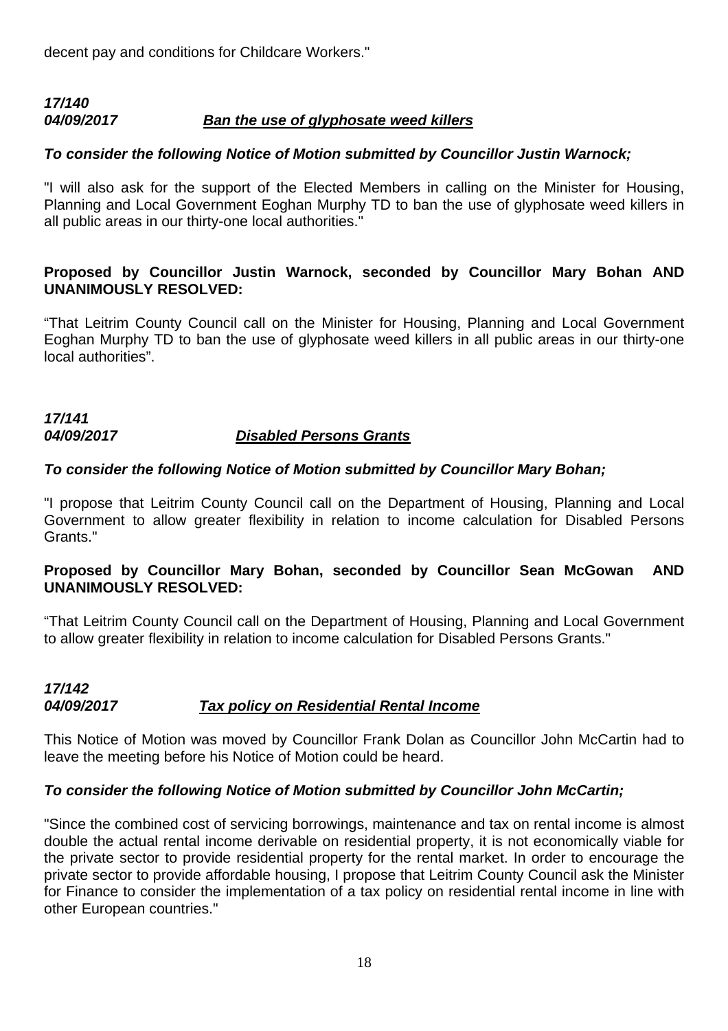decent pay and conditions for Childcare Workers."

***17/140***
***04/09/2017*** ***<u>Ban the use of glyphosate weed killers</u>***

***To consider the following Notice of Motion submitted by Councillor Justin Warnock;***

"I will also ask for the support of the Elected Members in calling on the Minister for Housing, Planning and Local Government Eoghan Murphy TD to ban the use of glyphosate weed killers in all public areas in our thirty-one local authorities."

**Proposed by Councillor Justin Warnock, seconded by Councillor Mary Bohan AND UNANIMOUSLY RESOLVED:**

"That Leitrim County Council call on the Minister for Housing, Planning and Local Government Eoghan Murphy TD to ban the use of glyphosate weed killers in all public areas in our thirty-one local authorities".

***17/141***
***04/09/2017*** ***<u>Disabled Persons Grants</u>***

***To consider the following Notice of Motion submitted by Councillor Mary Bohan;***

"I propose that Leitrim County Council call on the Department of Housing, Planning and Local Government to allow greater flexibility in relation to income calculation for Disabled Persons Grants."

**Proposed by Councillor Mary Bohan, seconded by Councillor Sean McGowan AND UNANIMOUSLY RESOLVED:**

"That Leitrim County Council call on the Department of Housing, Planning and Local Government to allow greater flexibility in relation to income calculation for Disabled Persons Grants."

***17/142***
***04/09/2017*** ***<u>Tax policy on Residential Rental Income</u>***

This Notice of Motion was moved by Councillor Frank Dolan as Councillor John McCartin had to leave the meeting before his Notice of Motion could be heard.

***To consider the following Notice of Motion submitted by Councillor John McCartin;***

"Since the combined cost of servicing borrowings, maintenance and tax on rental income is almost double the actual rental income derivable on residential property, it is not economically viable for the private sector to provide residential property for the rental market. In order to encourage the private sector to provide affordable housing, I propose that Leitrim County Council ask the Minister for Finance to consider the implementation of a tax policy on residential rental income in line with other European countries."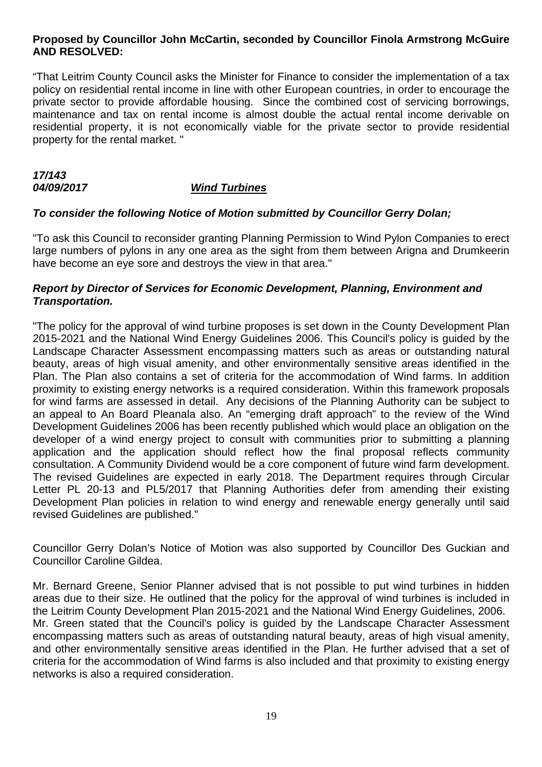**Proposed by Councillor John McCartin, seconded by Councillor Finola Armstrong McGuire AND RESOLVED:**

"That Leitrim County Council asks the Minister for Finance to consider the implementation of a tax policy on residential rental income in line with other European countries, in order to encourage the private sector to provide affordable housing. Since the combined cost of servicing borrowings, maintenance and tax on rental income is almost double the actual rental income derivable on residential property, it is not economically viable for the private sector to provide residential property for the rental market. "

***17/143***
***04/09/2017*** ***Wind Turbines***

***To consider the following Notice of Motion submitted by Councillor Gerry Dolan;***

"To ask this Council to reconsider granting Planning Permission to Wind Pylon Companies to erect large numbers of pylons in any one area as the sight from them between Arigna and Drumkeerin have become an eye sore and destroys the view in that area."

***Report by Director of Services for Economic Development, Planning, Environment and Transportation.***

"The policy for the approval of wind turbine proposes is set down in the County Development Plan 2015-2021 and the National Wind Energy Guidelines 2006. This Council's policy is guided by the Landscape Character Assessment encompassing matters such as areas or outstanding natural beauty, areas of high visual amenity, and other environmentally sensitive areas identified in the Plan. The Plan also contains a set of criteria for the accommodation of Wind farms. In addition proximity to existing energy networks is a required consideration. Within this framework proposals for wind farms are assessed in detail. Any decisions of the Planning Authority can be subject to an appeal to An Board Pleanala also. An "emerging draft approach" to the review of the Wind Development Guidelines 2006 has been recently published which would place an obligation on the developer of a wind energy project to consult with communities prior to submitting a planning application and the application should reflect how the final proposal reflects community consultation. A Community Dividend would be a core component of future wind farm development. The revised Guidelines are expected in early 2018. The Department requires through Circular Letter PL 20-13 and PL5/2017 that Planning Authorities defer from amending their existing Development Plan policies in relation to wind energy and renewable energy generally until said revised Guidelines are published."

Councillor Gerry Dolan's Notice of Motion was also supported by Councillor Des Guckian and Councillor Caroline Gildea.

Mr. Bernard Greene, Senior Planner advised that is not possible to put wind turbines in hidden areas due to their size. He outlined that the policy for the approval of wind turbines is included in the Leitrim County Development Plan 2015-2021 and the National Wind Energy Guidelines, 2006. Mr. Green stated that the Council's policy is guided by the Landscape Character Assessment encompassing matters such as areas of outstanding natural beauty, areas of high visual amenity, and other environmentally sensitive areas identified in the Plan. He further advised that a set of criteria for the accommodation of Wind farms is also included and that proximity to existing energy networks is also a required consideration.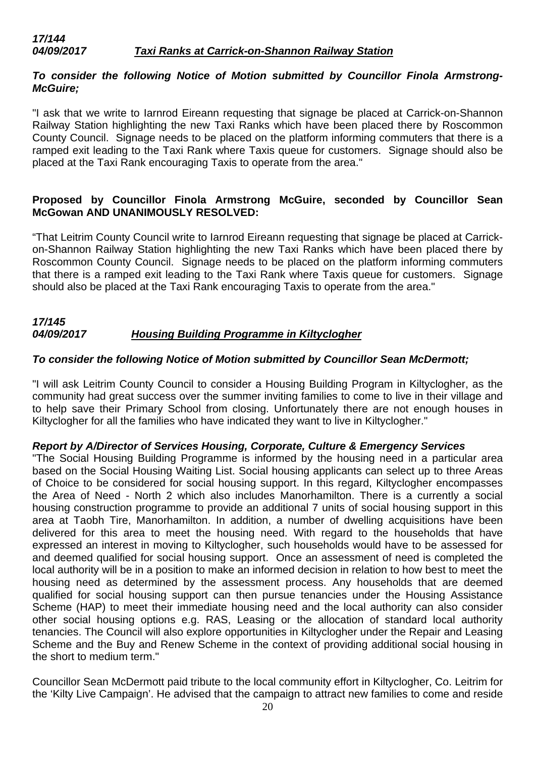***17/144***
***04/09/2017*** ***Taxi Ranks at Carrick-on-Shannon Railway Station***

***To consider the following Notice of Motion submitted by Councillor Finola Armstrong-McGuire;***

"I ask that we write to Iarnrod Eireann requesting that signage be placed at Carrick-on-Shannon Railway Station highlighting the new Taxi Ranks which have been placed there by Roscommon County Council. Signage needs to be placed on the platform informing commuters that there is a ramped exit leading to the Taxi Rank where Taxis queue for customers. Signage should also be placed at the Taxi Rank encouraging Taxis to operate from the area."

**Proposed by Councillor Finola Armstrong McGuire, seconded by Councillor Sean McGowan AND UNANIMOUSLY RESOLVED:**

"That Leitrim County Council write to Iarnrod Eireann requesting that signage be placed at Carrick-on-Shannon Railway Station highlighting the new Taxi Ranks which have been placed there by Roscommon County Council. Signage needs to be placed on the platform informing commuters that there is a ramped exit leading to the Taxi Rank where Taxis queue for customers. Signage should also be placed at the Taxi Rank encouraging Taxis to operate from the area."

***17/145***
***04/09/2017*** ***Housing Building Programme in Kiltyclogher***

***To consider the following Notice of Motion submitted by Councillor Sean McDermott;***

"I will ask Leitrim County Council to consider a Housing Building Program in Kiltyclogher, as the community had great success over the summer inviting families to come to live in their village and to help save their Primary School from closing. Unfortunately there are not enough houses in Kiltyclogher for all the families who have indicated they want to live in Kiltyclogher."

***Report by A/Director of Services Housing, Corporate, Culture & Emergency Services***

"The Social Housing Building Programme is informed by the housing need in a particular area based on the Social Housing Waiting List. Social housing applicants can select up to three Areas of Choice to be considered for social housing support. In this regard, Kiltyclogher encompasses the Area of Need - North 2 which also includes Manorhamilton. There is a currently a social housing construction programme to provide an additional 7 units of social housing support in this area at Taobh Tire, Manorhamilton. In addition, a number of dwelling acquisitions have been delivered for this area to meet the housing need. With regard to the households that have expressed an interest in moving to Kiltyclogher, such households would have to be assessed for and deemed qualified for social housing support. Once an assessment of need is completed the local authority will be in a position to make an informed decision in relation to how best to meet the housing need as determined by the assessment process. Any households that are deemed qualified for social housing support can then pursue tenancies under the Housing Assistance Scheme (HAP) to meet their immediate housing need and the local authority can also consider other social housing options e.g. RAS, Leasing or the allocation of standard local authority tenancies. The Council will also explore opportunities in Kiltyclogher under the Repair and Leasing Scheme and the Buy and Renew Scheme in the context of providing additional social housing in the short to medium term."

Councillor Sean McDermott paid tribute to the local community effort in Kiltyclogher, Co. Leitrim for the 'Kilty Live Campaign'. He advised that the campaign to attract new families to come and reside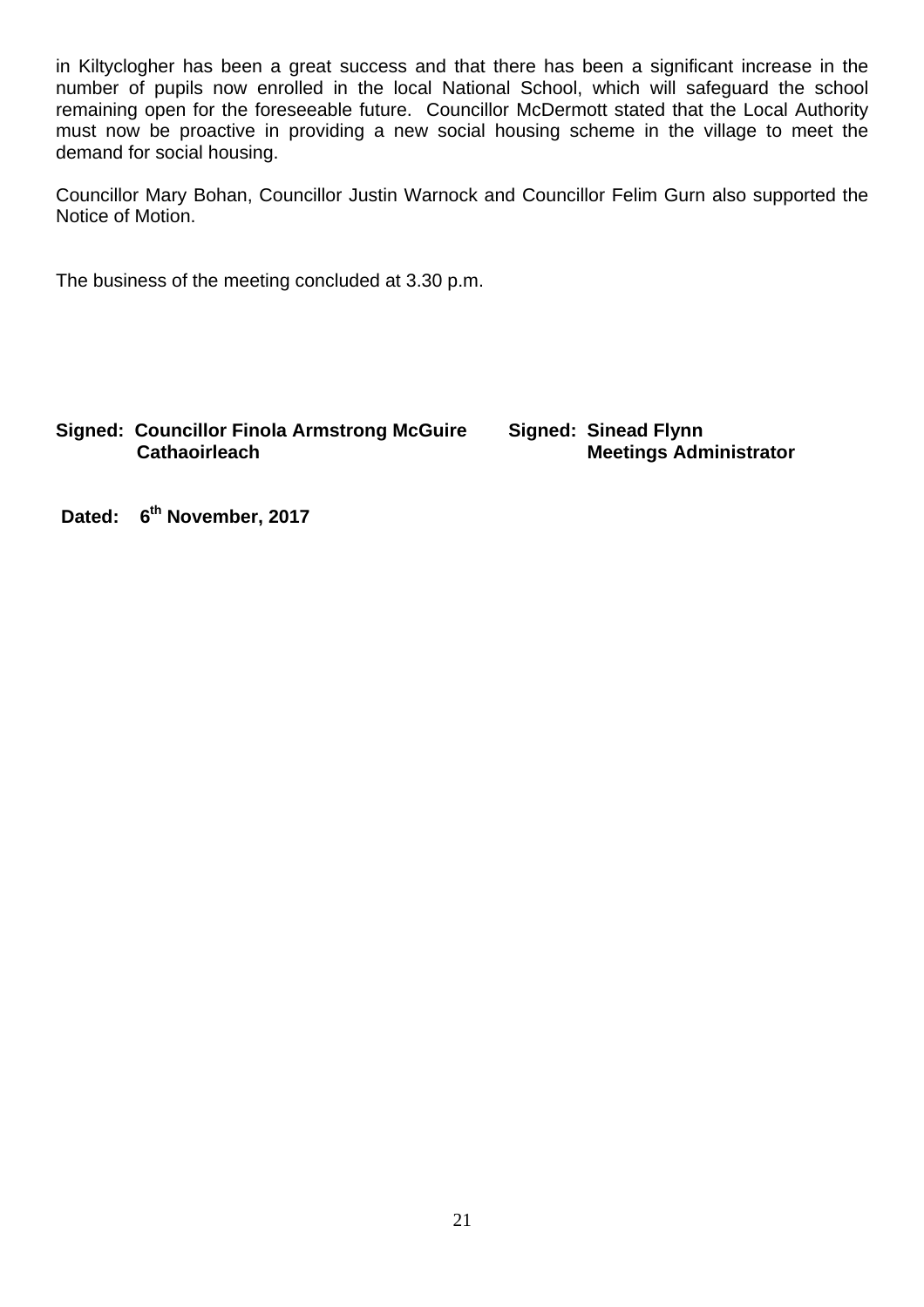in Kiltyclogher has been a great success and that there has been a significant increase in the number of pupils now enrolled in the local National School, which will safeguard the school remaining open for the foreseeable future. Councillor McDermott stated that the Local Authority must now be proactive in providing a new social housing scheme in the village to meet the demand for social housing.

Councillor Mary Bohan, Councillor Justin Warnock and Councillor Felim Gurn also supported the Notice of Motion.

The business of the meeting concluded at 3.30 p.m.

**Signed: Councillor Finola Armstrong McGuire**
**Cathaoirleach**

**Signed: Sinead Flynn**
**Meetings Administrator**

**Dated: 6th November, 2017**